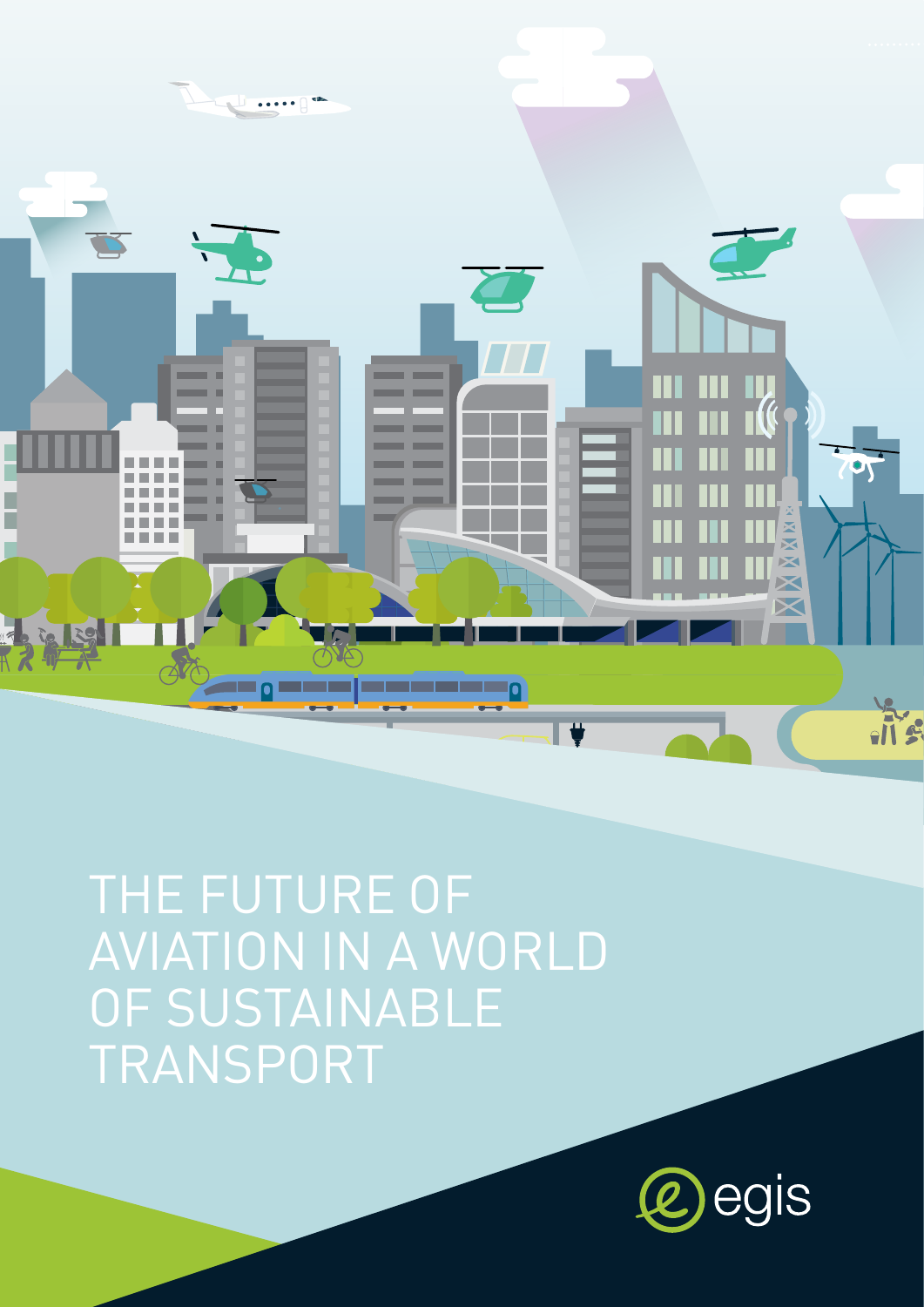# THE FUTURE OF AVIATION IN A WORLD OF SUSTAINABLE TRANSPORT

egis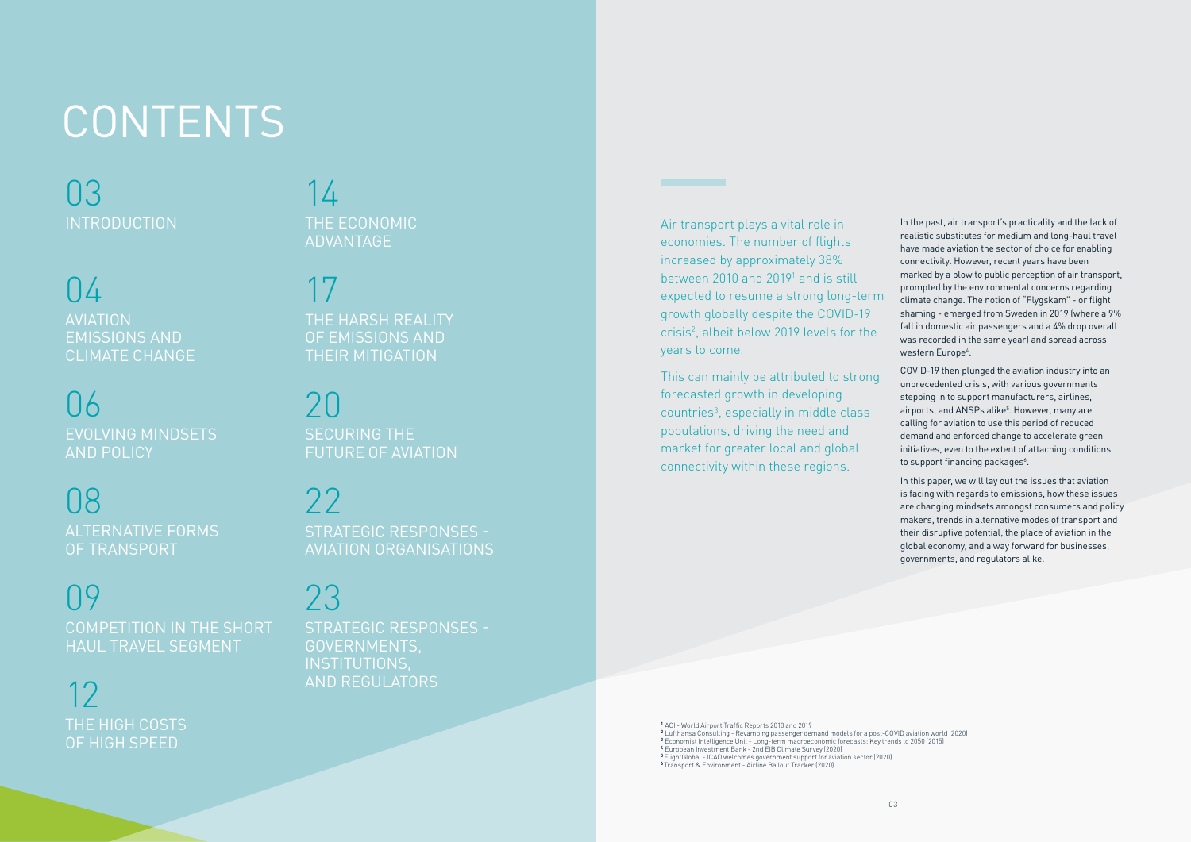# CONTENTS

03 INTRODUCTION

04 AVIATION EMISSIONS AND CLIMATE CHANGE

06 EVOLVING MINDSETS AND POLICY

08 ALTERNATIVE FORMS OF TRANSPORT

09 COMPETITION IN THE SHORT HAUL TRAVEL SEGMENT

12 THE HIGH COSTS OF HIGH SPEED

14 THE ECONOMIC ADVANTAGE

17 THE HARSH REALITY OF EMISSIONS AND THEIR MITIGATION

20 SECURING THE FUTURE OF AVIATION

22 STRATEGIC RESPONSES - AVIATION ORGANISATIONS

23 STRATEGIC RESPONSES - GOVERNMENTS, INSTITUTIONS, AND REGULATORS

Air transport plays a vital role in economies. The number of flights increased by approximately 38% between 2010 and 2019[1] and is still expected to resume a strong long-term growth globally despite the COVID-19 crisis[2], albeit below 2019 levels for the years to come.

This can mainly be attributed to strong forecasted growth in developing countries[3], especially in middle class populations, driving the need and market for greater local and global connectivity within these regions.

In the past, air transport's practicality and the lack of realistic substitutes for medium and long-haul travel have made aviation the sector of choice for enabling connectivity. However, recent years have been marked by a blow to public perception of air transport, prompted by the environmental concerns regarding climate change. The notion of "Flygskam" - or flight shaming - emerged from Sweden in 2019 (where a 9% fall in domestic air passengers and a 4% drop overall was recorded in the same year) and spread across western Europe[4].

COVID-19 then plunged the aviation industry into an unprecedented crisis, with various governments stepping in to support manufacturers, airlines, airports, and ANSPs alike[5]. However, many are calling for aviation to use this period of reduced demand and enforced change to accelerate green initiatives, even to the extent of attaching conditions to support financing packages[6].

In this paper, we will lay out the issues that aviation is facing with regards to emissions, how these issues are changing mindsets amongst consumers and policy makers, trends in alternative modes of transport and their disruptive potential, the place of aviation in the global economy, and a way forward for businesses, governments, and regulators alike.

[1] ACI - World Airport Traffic Reports 2010 and 2019
[2] Lufthansa Consulting - Revamping passenger demand models for a post-COVID aviation world (2020)
[3] Economist Intelligence Unit - Long-term macroeconomic forecasts: Key trends to 2050 (2015)
[4] European Investment Bank - 2nd EIB Climate Survey (2020)
[5] FlightGlobal - ICAO welcomes government support for aviation sector (2020)
[6] Transport & Environment - Airline Bailout Tracker (2020)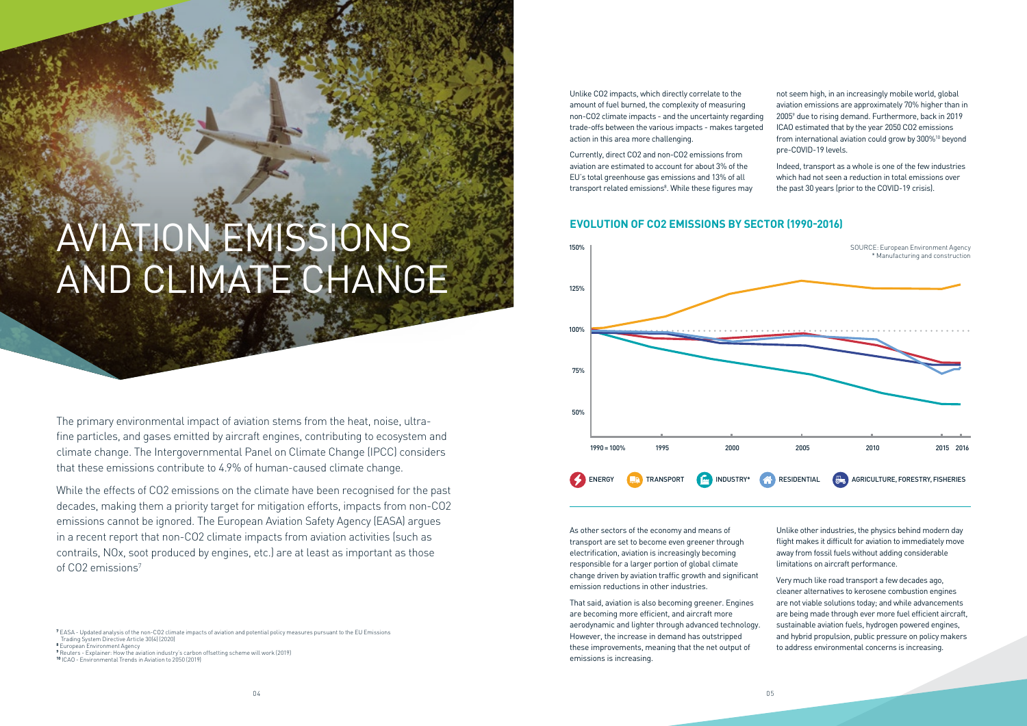# AVIATION EMISSIONS AND CLIMATE CHANGE

The primary environmental impact of aviation stems from the heat, noise, ultra-fine particles, and gases emitted by aircraft engines, contributing to ecosystem and climate change. The Intergovernmental Panel on Climate Change (IPCC) considers that these emissions contribute to 4.9% of human-caused climate change.

While the effects of CO2 emissions on the climate have been recognised for the past decades, making them a priority target for mitigation efforts, impacts from non-CO2 emissions cannot be ignored. The European Aviation Safety Agency (EASA) argues in a recent report that non-CO2 climate impacts from aviation activities (such as contrails, NOx, soot produced by engines, etc.) are at least as important as those of CO2 emissions[7]

Unlike CO2 impacts, which directly correlate to the amount of fuel burned, the complexity of measuring non-CO2 climate impacts - and the uncertainty regarding trade-offs between the various impacts - makes targeted action in this area more challenging.

Currently, direct CO2 and non-CO2 emissions from aviation are estimated to account for about 3% of the EU's total greenhouse gas emissions and 13% of all transport related emissions[8]. While these figures may not seem high, in an increasingly mobile world, global aviation emissions are approximately 70% higher than in 2005[9] due to rising demand. Furthermore, back in 2019 ICAO estimated that by the year 2050 CO2 emissions from international aviation could grow by 300%[10] beyond pre-COVID-19 levels.

Indeed, transport as a whole is one of the few industries which had not seen a reduction in total emissions over the past 30 years (prior to the COVID-19 crisis).

## EVOLUTION OF CO2 EMISSIONS BY SECTOR (1990-2016)

SOURCE: European Environment Agency
\* Manufacturing and construction

ENERGY | TRANSPORT | INDUSTRY* | RESIDENTIAL | AGRICULTURE, FORESTRY, FISHERIES

As other sectors of the economy and means of transport are set to become even greener through electrification, aviation is increasingly becoming responsible for a larger portion of global climate change driven by aviation traffic growth and significant emission reductions in other industries.

That said, aviation is also becoming greener. Engines are becoming more efficient, and aircraft more aerodynamic and lighter through advanced technology. However, the increase in demand has outstripped these improvements, meaning that the net output of emissions is increasing.

Unlike other industries, the physics behind modern day flight makes it difficult for aviation to immediately move away from fossil fuels without adding considerable limitations on aircraft performance.

Very much like road transport a few decades ago, cleaner alternatives to kerosene combustion engines are not viable solutions today; and while advancements are being made through ever more fuel efficient aircraft, sustainable aviation fuels, hydrogen powered engines, and hybrid propulsion, public pressure on policy makers to address environmental concerns is increasing.

[7] EASA - Updated analysis of the non-CO2 climate impacts of aviation and potential policy measures pursuant to the EU Emissions Trading System Directive Article 30(4) (2020)
[8] European Environment Agency
[9] Reuters - Explainer: How the aviation industry's carbon offsetting scheme will work (2019)
[10] ICAO - Environmental Trends in Aviation to 2050 (2019)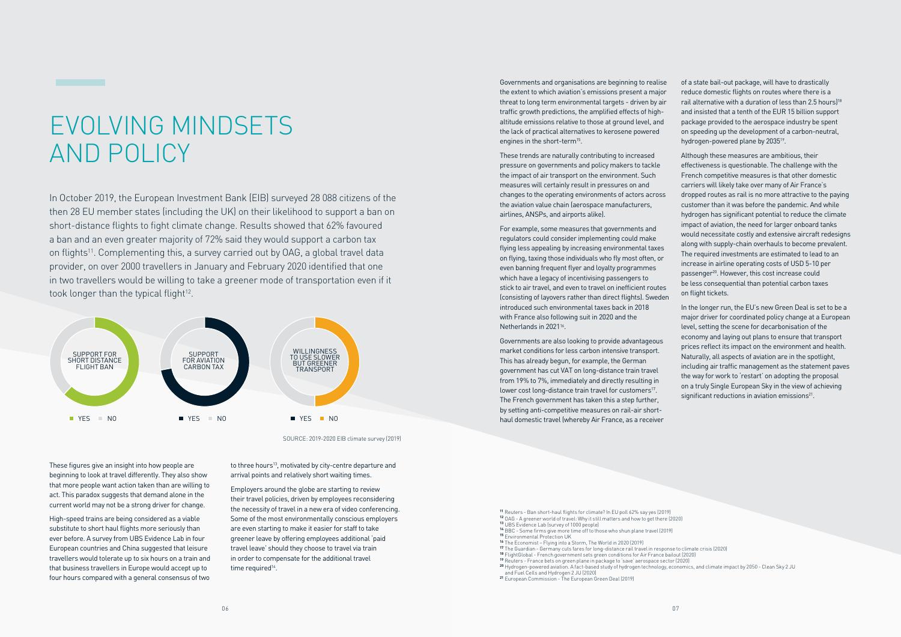# EVOLVING MINDSETS AND POLICY

In October 2019, the European Investment Bank (EIB) surveyed 28 088 citizens of the then 28 EU member states (including the UK) on their likelihood to support a ban on short-distance flights to fight climate change. Results showed that 62% favoured a ban and an even greater majority of 72% said they would support a carbon tax on flights[11]. Complementing this, a survey carried out by OAG, a global travel data provider, on over 2000 travellers in January and February 2020 identified that one in two travellers would be willing to take a greener mode of transportation even if it took longer than the typical flight[12].

SUPPORT FOR SHORT DISTANCE FLIGHT BAN — YES / NO

SUPPORT FOR AVIATION CARBON TAX — YES / NO

WILLINGNESS TO USE SLOWER BUT GREENER TRANSPORT — YES / NO

SOURCE: 2019-2020 EIB climate survey (2019)

These figures give an insight into how people are beginning to look at travel differently. They also show that more people want action taken than are willing to act. This paradox suggests that demand alone in the current world may not be a strong driver for change.

High-speed trains are being considered as a viable substitute to short haul flights more seriously than ever before. A survey from UBS Evidence Lab in four European countries and China suggested that leisure travellers would tolerate up to six hours on a train and that business travellers in Europe would accept up to four hours compared with a general consensus of two to three hours[13], motivated by city-centre departure and arrival points and relatively short waiting times.

Employers around the globe are starting to review their travel policies, driven by employees reconsidering the necessity of travel in a new era of video conferencing. Some of the most environmentally conscious employers are even starting to make it easier for staff to take greener leave by offering employees additional 'paid travel leave' should they choose to travel via train in order to compensate for the additional travel time required[14].

Governments and organisations are beginning to realise the extent to which aviation's emissions present a major threat to long term environmental targets - driven by air traffic growth predictions, the amplified effects of high-altitude emissions relative to those at ground level, and the lack of practical alternatives to kerosene powered engines in the short-term[15].

These trends are naturally contributing to increased pressure on governments and policy makers to tackle the impact of air transport on the environment. Such measures will certainly result in pressures on and changes to the operating environments of actors across the aviation value chain (aerospace manufacturers, airlines, ANSPs, and airports alike).

For example, some measures that governments and regulators could consider implementing could make flying less appealing by increasing environmental taxes on flying, taxing those individuals who fly most often, or even banning frequent flyer and loyalty programmes which have a legacy of incentivising passengers to stick to air travel, and even to travel on inefficient routes (consisting of layovers rather than direct flights). Sweden introduced such environmental taxes back in 2018 with France also following suit in 2020 and the Netherlands in 2021[16].

Governments are also looking to provide advantageous market conditions for less carbon intensive transport. This has already begun, for example, the German government has cut VAT on long-distance train travel from 19% to 7%, immediately and directly resulting in lower cost long-distance train travel for customers[17]. The French government has taken this a step further, by setting anti-competitive measures on rail-air short-haul domestic travel (whereby Air France, as a receiver of a state bail-out package, will have to drastically reduce domestic flights on routes where there is a rail alternative with a duration of less than 2.5 hours)[18] and insisted that a tenth of the EUR 15 billion support package provided to the aerospace industry be spent on speeding up the development of a carbon-neutral, hydrogen-powered plane by 2035[19].

Although these measures are ambitious, their effectiveness is questionable. The challenge with the French competitive measures is that other domestic carriers will likely take over many of Air France's dropped routes as rail is no more attractive to the paying customer than it was before the pandemic. And while hydrogen has significant potential to reduce the climate impact of aviation, the need for larger onboard tanks would necessitate costly and extensive aircraft redesigns along with supply-chain overhauls to become prevalent. The required investments are estimated to lead to an increase in airline operating costs of USD 5-10 per passenger[20]. However, this cost increase could be less consequential than potential carbon taxes on flight tickets.

In the longer run, the EU's new Green Deal is set to be a major driver for coordinated policy change at a European level, setting the scene for decarbonisation of the economy and laying out plans to ensure that transport prices reflect its impact on the environment and health. Naturally, all aspects of aviation are in the spotlight, including air traffic management as the statement paves the way for work to 'restart' on adopting the proposal on a truly Single European Sky in the view of achieving significant reductions in aviation emissions[21].

---

[11] Reuters - Ban short-haul flights for climate? In EU poll 62% say yes (2019)
[12] OAG - A greener world of travel: Why it still matters and how to get there (2020)
[13] UBS Evidence Lab (survey of 1000 people)
[14] BBC - Some firms give more time off to those who shun plane travel (2019)
[15] Environmental Protection UK
[16] The Economist – Flying into a Storm, The World in 2020 (2019)
[17] The Guardian - Germany cuts fares for long-distance rail travel in response to climate crisis (2020)
[18] FlightGlobal - French government sets green conditions for Air France bailout (2020)
[19] Reuters - France bets on green plane in package to 'save' aerospace sector (2020)
[20] Hydrogen-powered aviation. A fact-based study of hydrogen technology, economics, and climate impact by 2050 - Clean Sky 2 JU and Fuel Cells and Hydrogen 2 JU (2020)
[21] European Commission - The European Green Deal (2019)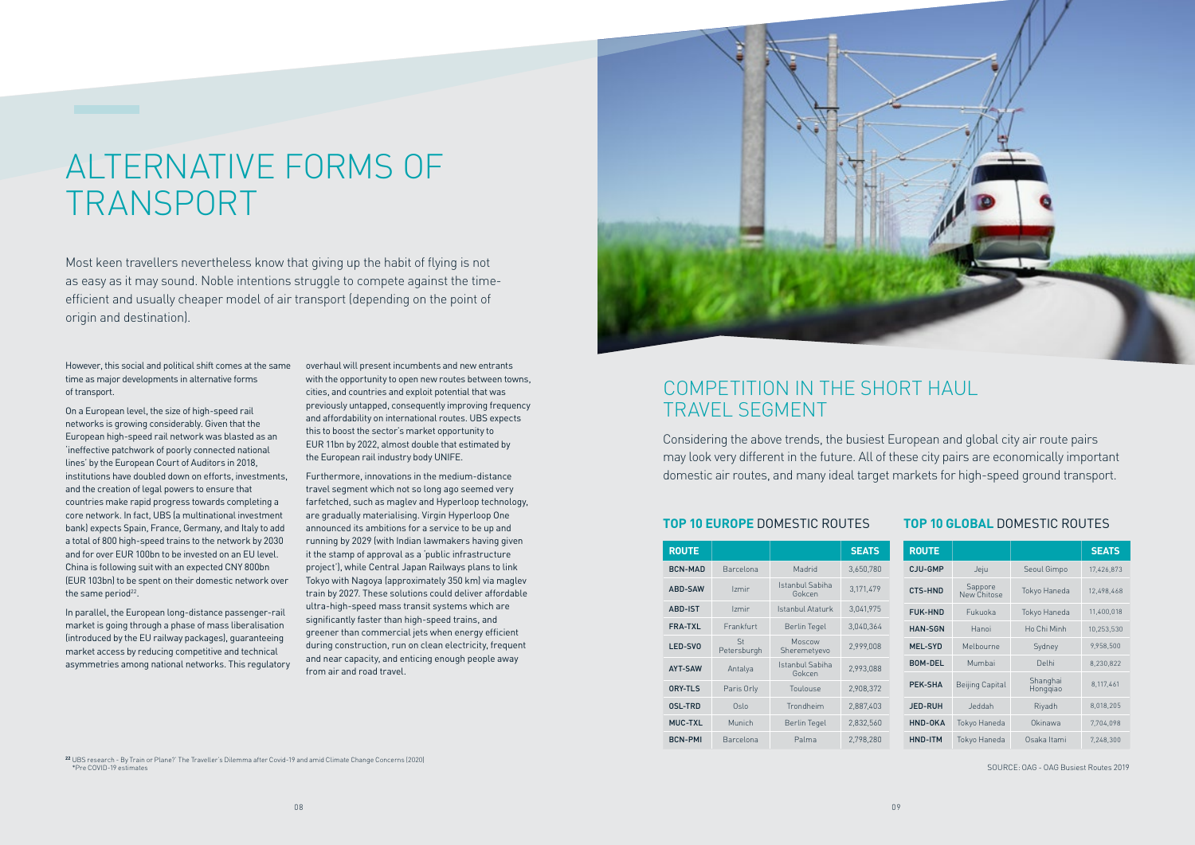# ALTERNATIVE FORMS OF TRANSPORT

Most keen travellers nevertheless know that giving up the habit of flying is not as easy as it may sound. Noble intentions struggle to compete against the time-efficient and usually cheaper model of air transport (depending on the point of origin and destination).

However, this social and political shift comes at the same time as major developments in alternative forms of transport.

On a European level, the size of high-speed rail networks is growing considerably. Given that the European high-speed rail network was blasted as an 'ineffective patchwork of poorly connected national lines' by the European Court of Auditors in 2018, institutions have doubled down on efforts, investments, and the creation of legal powers to ensure that countries make rapid progress towards completing a core network. In fact, UBS (a multinational investment bank) expects Spain, France, Germany, and Italy to add a total of 800 high-speed trains to the network by 2030 and for over EUR 100bn to be invested on an EU level. China is following suit with an expected CNY 800bn (EUR 103bn) to be spent on their domestic network over the same period[22].

In parallel, the European long-distance passenger-rail market is going through a phase of mass liberalisation (introduced by the EU railway packages), guaranteeing market access by reducing competitive and technical asymmetries among national networks. This regulatory overhaul will present incumbents and new entrants with the opportunity to open new routes between towns, cities, and countries and exploit potential that was previously untapped, consequently improving frequency and affordability on international routes. UBS expects this to boost the sector's market opportunity to EUR 11bn by 2022, almost double that estimated by the European rail industry body UNIFE.

Furthermore, innovations in the medium-distance travel segment which not so long ago seemed very farfetched, such as maglev and Hyperloop technology, are gradually materialising. Virgin Hyperloop One announced its ambitions for a service to be up and running by 2029 (with Indian lawmakers having given it the stamp of approval as a 'public infrastructure project'), while Central Japan Railways plans to link Tokyo with Nagoya (approximately 350 km) via maglev train by 2027. These solutions could deliver affordable ultra-high-speed mass transit systems which are significantly faster than high-speed trains, and greener than commercial jets when energy efficient during construction, run on clean electricity, frequent and near capacity, and enticing enough people away from air and road travel.

## COMPETITION IN THE SHORT HAUL TRAVEL SEGMENT

Considering the above trends, the busiest European and global city air route pairs may look very different in the future. All of these city pairs are economically important domestic air routes, and many ideal target markets for high-speed ground transport.

### TOP 10 EUROPE DOMESTIC ROUTES

| ROUTE | | | SEATS |
|---|---|---|---|
| BCN-MAD | Barcelona | Madrid | 3,650,780 |
| ABD-SAW | Izmir | Istanbul Sabiha Gokcen | 3,171,479 |
| ABD-IST | Izmir | Istanbul Ataturk | 3,041,975 |
| FRA-TXL | Frankfurt | Berlin Tegel | 3,040,364 |
| LED-SVO | St Petersburgh | Moscow Sheremetyevo | 2,999,008 |
| AYT-SAW | Antalya | Istanbul Sabiha Gokcen | 2,993,088 |
| ORY-TLS | Paris Orly | Toulouse | 2,908,372 |
| OSL-TRD | Oslo | Trondheim | 2,887,403 |
| MUC-TXL | Munich | Berlin Tegel | 2,832,560 |
| BCN-PMI | Barcelona | Palma | 2,798,280 |

### TOP 10 GLOBAL DOMESTIC ROUTES

| ROUTE | | | SEATS |
|---|---|---|---|
| CJU-GMP | Jeju | Seoul Gimpo | 17,426,873 |
| CTS-HND | Sappore New Chitose | Tokyo Haneda | 12,498,468 |
| FUK-HND | Fukuoka | Tokyo Haneda | 11,400,018 |
| HAN-SGN | Hanoi | Ho Chi Minh | 10,253,530 |
| MEL-SYD | Melbourne | Sydney | 9,958,500 |
| BOM-DEL | Mumbai | Delhi | 8,230,822 |
| PEK-SHA | Beijing Capital | Shanghai Hongqiao | 8,117,461 |
| JED-RUH | Jeddah | Riyadh | 8,018,205 |
| HND-OKA | Tokyo Haneda | Okinawa | 7,704,098 |
| HND-ITM | Tokyo Haneda | Osaka Itami | 7,248,300 |

SOURCE: OAG - OAG Busiest Routes 2019

[22] UBS research - By Train or Plane?' The Traveller's Dilemma after Covid-19 and amid Climate Change Concerns (2020)
*Pre COVID-19 estimates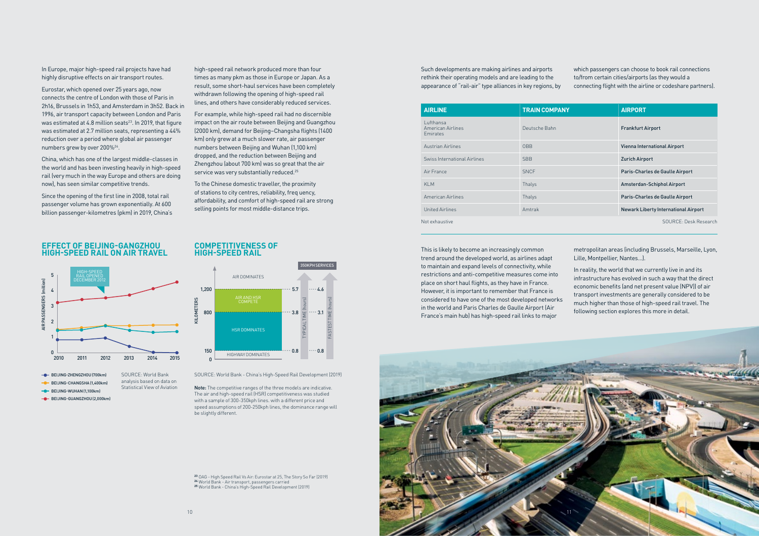In Europe, major high-speed rail projects have had highly disruptive effects on air transport routes.

Eurostar, which opened over 25 years ago, now connects the centre of London with those of Paris in 2h16, Brussels in 1h53, and Amsterdam in 3h52. Back in 1996, air transport capacity between London and Paris was estimated at 4.8 million seats[23]. In 2019, that figure was estimated at 2.7 million seats, representing a 44% reduction over a period where global air passenger numbers grew by over 200%[24].

China, which has one of the largest middle-classes in the world and has been investing heavily in high-speed rail (very much in the way Europe and others are doing now), has seen similar competitive trends.

Since the opening of the first line in 2008, total rail passenger volume has grown exponentially. At 600 billion passenger-kilometres (pkm) in 2019, China's high-speed rail network produced more than four times as many pkm as those in Europe or Japan. As a result, some short-haul services have been completely withdrawn following the opening of high-speed rail lines, and others have considerably reduced services.

For example, while high-speed rail had no discernible impact on the air route between Beijing and Guangzhou (2000 km), demand for Beijing–Changsha flights (1400 km) only grew at a much slower rate, air passenger numbers between Beijing and Wuhan (1,100 km) dropped, and the reduction between Beijing and Zhengzhou (about 700 km) was so great that the air service was very substantially reduced.[25]

To the Chinese domestic traveller, the proximity of stations to city centres, reliability, freq uency, affordability, and comfort of high-speed rail are strong selling points for most middle-distance trips.

## EFFECT OF BEIJING-GANGZHOU HIGH-SPEED RAIL ON AIR TRAVEL

HIGH-SPEED RAIL OPENED DECEMBER 2012

AIR PASSENGERS (million)

- BEIJING-ZHENGZHOU (700km)
- BEIJING-CHANGSHA (1,400km)
- BEIJING-WUHAN (1,100km)
- BEIJING-GUANGZHOU (2,000km)

SOURCE: World Bank analysis based on data on Statistical View of Aviation

## COMPETITIVENESS OF HIGH-SPEED RAIL

| KILOMETERS | Dominance | TYPICAL TIME (hours) | FASTEST TIME (hours) |
|---|---|---|---|
| > 1,200 | AIR DOMINATES | | |
| 800 – 1,200 | AIR AND HSR COMPETE | 5.7 | 4.6 |
| 150 – 800 | HSR DOMINATES | 3.8 | 3.1 |
| 0 – 150 | HIGHWAY DOMINATES | 0.8 | 0.8 |

350KPH SERVICES

SOURCE: World Bank - China's High-Speed Rail Development (2019)

**Note:** The competitive ranges of the three models are indicative. The air and high-speed rail (HSR) competitiveness was studied with a sample of 300-350kph lines. with a different price and speed assumptions of 200-250kph lines, the dominance range will be slightly different.

[23] OAG - High Speed Rail Vs Air: Eurostar at 25, The Story So Far (2019)
[24] World Bank - Air transport, passengers carried
[25] World Bank - China's High-Speed Rail Development (2019)

Such developments are making airlines and airports rethink their operating models and are leading to the appearance of "rail-air" type alliances in key regions, by which passengers can choose to book rail connections to/from certain cities/airports (as they would a connecting flight with the airline or codeshare partners).

| AIRLINE | TRAIN COMPANY | AIRPORT |
|---|---|---|
| Lufthansa<br>American Airlines<br>Emirates | Deutsche Bahn | **Frankfurt Airport** |
| Austrian Airlines | OBB | **Vienna International Airport** |
| Swiss International Airlines | SBB | **Zurich Airport** |
| Air France | SNCF | **Paris-Charles de Gaulle Airport** |
| KLM | Thalys | **Amsterdan-Schiphol Airport** |
| American Airlines | Thalys | **Paris-Charles de Gaulle Airport** |
| United Airlines | Amtrak | **Newark Liberty International Airport** |

Not exhaustive

SOURCE: Desk Research

This is likely to become an increasingly common trend around the developed world, as airlines adapt to maintain and expand levels of connectivity, while restrictions and anti-competitive measures come into place on short haul flights, as they have in France. However, it is important to remember that France is considered to have one of the most developed networks in the world and Paris Charles de Gaulle Airport (Air France's main hub) has high-speed rail links to major metropolitan areas (including Brussels, Marseille, Lyon, Lille, Montpellier, Nantes...).

In reality, the world that we currently live in and its infrastructure has evolved in such a way that the direct economic benefits (and net present value (NPV)) of air transport investments are generally considered to be much higher than those of high-speed rail travel. The following section explores this more in detail.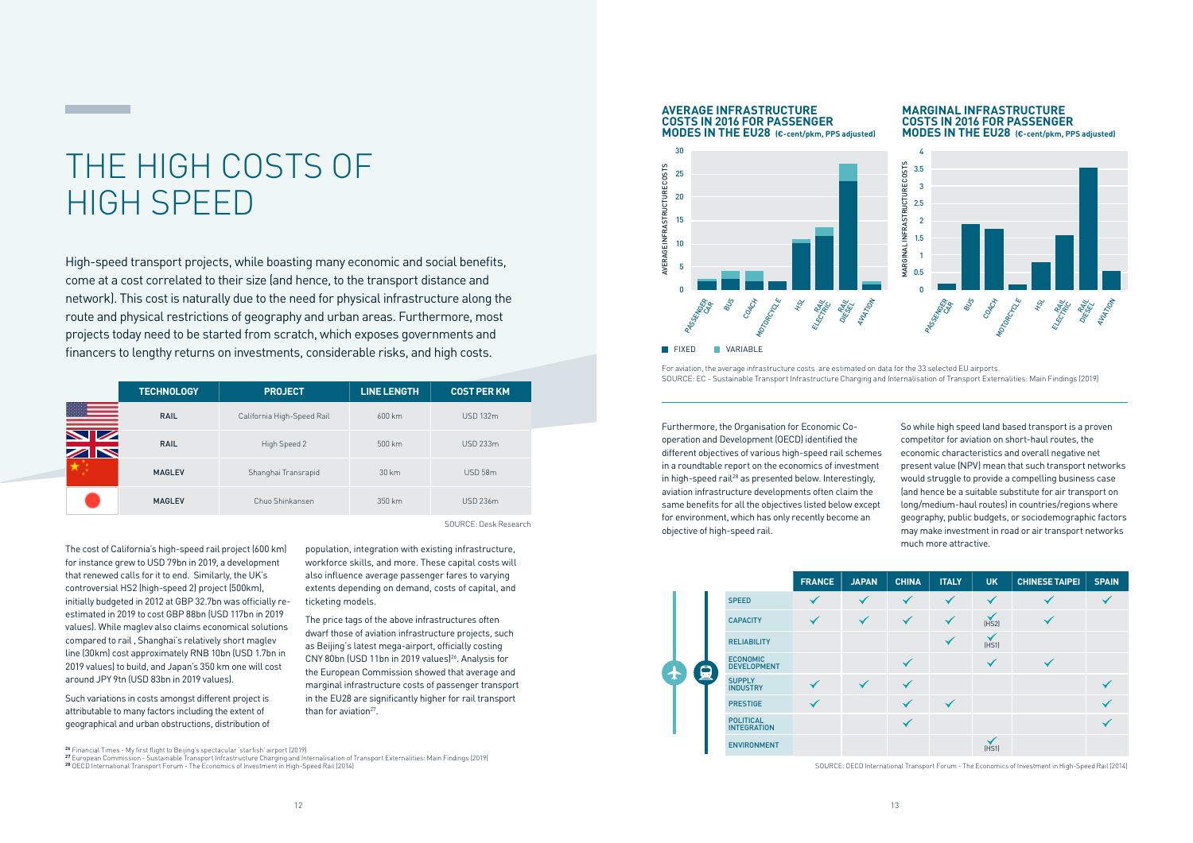# THE HIGH COSTS OF HIGH SPEED

High-speed transport projects, while boasting many economic and social benefits, come at a cost correlated to their size (and hence, to the transport distance and network). This cost is naturally due to the need for physical infrastructure along the route and physical restrictions of geography and urban areas. Furthermore, most projects today need to be started from scratch, which exposes governments and financers to lengthy returns on investments, considerable risks, and high costs.

| | TECHNOLOGY | PROJECT | LINE LENGTH | COST PER KM |
|---|---|---|---|---|
| USA | RAIL | California High-Speed Rail | 600 km | USD 132m |
| UK | RAIL | High Speed 2 | 500 km | USD 233m |
| China | MAGLEV | Shanghai Transrapid | 30 km | USD 58m |
| Japan | MAGLEV | Chuo Shinkansen | 350 km | USD 236m |

SOURCE: Desk Research

The cost of California's high-speed rail project (600 km) for instance grew to USD 79bn in 2019, a development that renewed calls for it to end. Similarly, the UK's controversial HS2 (high-speed 2) project (500km), initially budgeted in 2012 at GBP 32.7bn was officially re-estimated in 2019 to cost GBP 88bn (USD 117bn in 2019 values). While maglev also claims economical solutions compared to rail , Shanghai's relatively short maglev line (30km) cost approximately RNB 10bn (USD 1.7bn in 2019 values) to build, and Japan's 350 km one will cost around JPY 9tn (USD 83bn in 2019 values).

Such variations in costs amongst different project is attributable to many factors including the extent of geographical and urban obstructions, distribution of population, integration with existing infrastructure, workforce skills, and more. These capital costs will also influence average passenger fares to varying extents depending on demand, costs of capital, and ticketing models.

The price tags of the above infrastructures often dwarf those of aviation infrastructure projects, such as Beijing's latest mega-airport, officially costing CNY 80bn (USD 11bn in 2019 values)[26]. Analysis for the European Commission showed that average and marginal infrastructure costs of passenger transport in the EU28 are significantly higher for rail transport than for aviation[27].

**AVERAGE INFRASTRUCTURE COSTS IN 2016 FOR PASSENGER MODES IN THE EU28** (€-cent/pkm, PPS adjusted)

**MARGINAL INFRASTRUCTURE COSTS IN 2016 FOR PASSENGER MODES IN THE EU28** (€-cent/pkm, PPS adjusted)

For aviation, the average infrastructure costs are estimated on data for the 33 selected EU airports.
SOURCE: EC - Sustainable Transport Infrastructure Charging and Internalisation of Transport Externalities: Main Findings (2019)

Furthermore, the Organisation for Economic Co-operation and Development (OECD) identified the different objectives of various high-speed rail schemes in a roundtable report on the economics of investment in high-speed rail[28] as presented below. Interestingly, aviation infrastructure developments often claim the same benefits for all the objectives listed below except for environment, which has only recently become an objective of high-speed rail.

So while high speed land based transport is a proven competitor for aviation on short-haul routes, the economic characteristics and overall negative net present value (NPV) mean that such transport networks would struggle to provide a compelling business case (and hence be a suitable substitute for air transport on long/medium-haul routes) in countries/regions where geography, public budgets, or sociodemographic factors may make investment in road or air transport networks much more attractive.

| | FRANCE | JAPAN | CHINA | ITALY | UK | CHINESE TAIPEI | SPAIN |
|---|---|---|---|---|---|---|---|
| SPEED | ✓ | ✓ | ✓ | ✓ | ✓ | ✓ | ✓ |
| CAPACITY | ✓ | ✓ | ✓ | ✓ | ✓ (HS2) | ✓ | |
| RELIABILITY | | | | ✓ | ✓ (HS1) | | |
| ECONOMIC DEVELOPMENT | | | ✓ | | ✓ | ✓ | |
| SUPPLY INDUSTRY | ✓ | ✓ | ✓ | | | | ✓ |
| PRESTIGE | ✓ | | ✓ | ✓ | | | ✓ |
| POLITICAL INTEGRATION | | | ✓ | | | | ✓ |
| ENVIRONMENT | | | | | ✓ (HS1) | | |

SOURCE: OECD International Transport Forum - The Economics of Investment in High-Speed Rail (2014)

[26] Financial Times - My first flight to Beijing's spectacular 'starfish' airport (2019)
[27] European Commission - Sustainable Transport Infrastructure Charging and Internalisation of Transport Externalities: Main Findings (2019)
[28] OECD International Transport Forum - The Economics of Investment in High-Speed Rail (2014)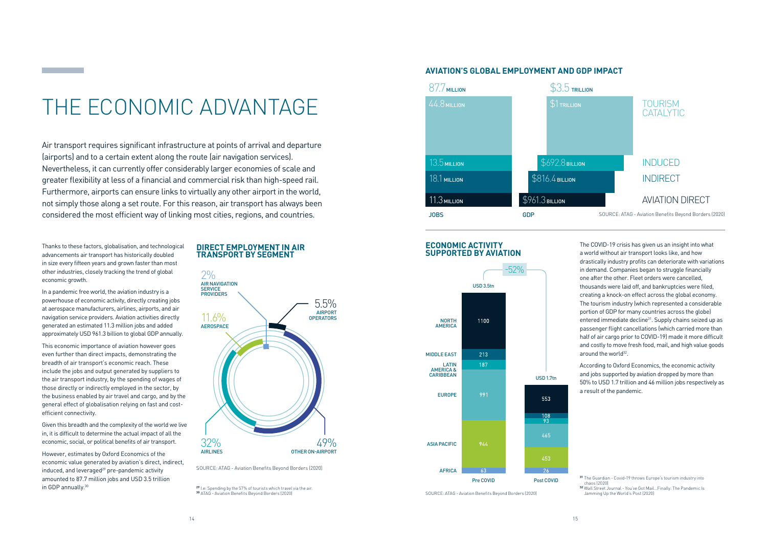# THE ECONOMIC ADVANTAGE

Air transport requires significant infrastructure at points of arrival and departure (airports) and to a certain extent along the route (air navigation services). Nevertheless, it can currently offer considerably larger economies of scale and greater flexibility at less of a financial and commercial risk than high-speed rail. Furthermore, airports can ensure links to virtually any other airport in the world, not simply those along a set route. For this reason, air transport has always been considered the most efficient way of linking most cities, regions, and countries.

Thanks to these factors, globalisation, and technological advancements air transport has historically doubled in size every fifteen years and grown faster than most other industries, closely tracking the trend of global economic growth.

In a pandemic free world, the aviation industry is a powerhouse of economic activity, directly creating jobs at aerospace manufacturers, airlines, airports, and air navigation service providers. Aviation activities directly generated an estimated 11.3 million jobs and added approximately USD 961.3 billion to global GDP annually.

This economic importance of aviation however goes even further than direct impacts, demonstrating the breadth of air transport's economic reach. These include the jobs and output generated by suppliers to the air transport industry, by the spending of wages of those directly or indirectly employed in the sector, by the business enabled by air travel and cargo, and by the general effect of globalisation relying on fast and cost-efficient connectivity.

Given this breadth and the complexity of the world we live in, it is difficult to determine the actual impact of all the economic, social, or political benefits of air transport.

However, estimates by Oxford Economics of the economic value generated by aviation's direct, indirect, induced, and leveraged[29] pre-pandemic activity amounted to 87.7 million jobs and USD 3.5 trillion in GDP annually.[30]

### DIRECT EMPLOYMENT IN AIR TRANSPORT BY SEGMENT

| Segment | Share |
|---|---|
| Air navigation service providers | 2% |
| Airport operators | 5.5% |
| Aerospace | 11.6% |
| Airlines | 32% |
| Other on-airport | 49% |

SOURCE: ATAG - Aviation Benefits Beyond Borders (2020)

[29] I.e: Spending by the 57% of tourists which travel via the air.
[30] ATAG - Aviation Benefits Beyond Borders (2020)

### AVIATION'S GLOBAL EMPLOYMENT AND GDP IMPACT

| | JOBS | GDP |
|---|---|---|
| Tourism catalytic | 44.8 million | $1 trillion |
| Induced | 13.5 million | $692.8 billion |
| Indirect | 18.1 million | $816.4 billion |
| Aviation direct | 11.3 million | $961.3 billion |
| **Total** | 87.7 million | $3.5 trillion |

SOURCE: ATAG - Aviation Benefits Beyond Borders (2020)

### ECONOMIC ACTIVITY SUPPORTED BY AVIATION

| Region | Pre COVID | Post COVID |
|---|---|---|
| North America | 1100 | 553 |
| Middle East | 213 | 108 |
| Latin America & Caribbean | 187 | 93 |
| Europe | 991 | 465 |
| Asia Pacific | 944 | 453 |
| Africa | 63 | 76 |
| **Total** | USD 3.5tn | USD 1.7tn |

-52%

SOURCE: ATAG - Aviation Benefits Beyond Borders (2020)

The COVID-19 crisis has given us an insight into what a world without air transport looks like, and how drastically industry profits can deteriorate with variations in demand. Companies began to struggle financially one after the other. Fleet orders were cancelled, thousands were laid off, and bankruptcies were filed, creating a knock-on effect across the global economy. The tourism industry (which represented a considerable portion of GDP for many countries across the globe) entered immediate decline[31]. Supply chains seized up as passenger flight cancellations (which carried more than half of air cargo prior to COVID-19) made it more difficult and costly to move fresh food, mail, and high value goods around the world[32].

According to Oxford Economics, the economic activity and jobs supported by aviation dropped by more than 50% to USD 1.7 trillion and 46 million jobs respectively as a result of the pandemic.

[31] The Guardian - Covid-19 throws Europe's tourism industry into chaos (2020)
[32] Wall Street Journal - You've Got Mail...Finally: The Pandemic Is Jamming Up the World's Post (2020)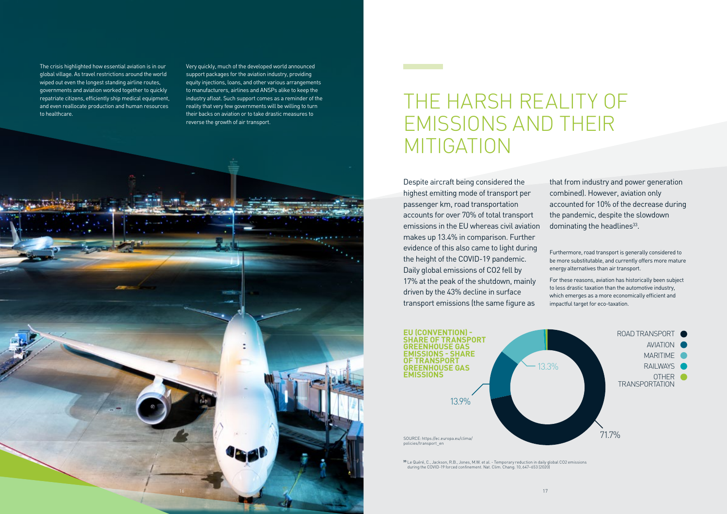The crisis highlighted how essential aviation is in our global village. As travel restrictions around the world wiped out even the longest standing airline routes, governments and aviation worked together to quickly repatriate citizens, efficiently ship medical equipment, and even reallocate production and human resources to healthcare.

Very quickly, much of the developed world announced support packages for the aviation industry, providing equity injections, loans, and other various arrangements to manufacturers, airlines and ANSPs alike to keep the industry afloat. Such support comes as a reminder of the reality that very few governments will be willing to turn their backs on aviation or to take drastic measures to reverse the growth of air transport.

# THE HARSH REALITY OF EMISSIONS AND THEIR MITIGATION

Despite aircraft being considered the highest emitting mode of transport per passenger km, road transportation accounts for over 70% of total transport emissions in the EU whereas civil aviation makes up 13.4% in comparison. Further evidence of this also came to light during the height of the COVID-19 pandemic. Daily global emissions of CO2 fell by 17% at the peak of the shutdown, mainly driven by the 43% decline in surface transport emissions (the same figure as that from industry and power generation combined). However, aviation only accounted for 10% of the decrease during the pandemic, despite the slowdown dominating the headlines[33].

Furthermore, road transport is generally considered to be more substitutable, and currently offers more mature energy alternatives than air transport.

For these reasons, aviation has historically been subject to less drastic taxation than the automotive industry, which emerges as a more economically efficient and impactful target for eco-taxation.

**EU (CONVENTION) - SHARE OF TRANSPORT GREENHOUSE GAS EMISSIONS - SHARE OF TRANSPORT GREENHOUSE GAS EMISSIONS**

| Category | Share |
| --- | --- |
| ROAD TRANSPORT | 71.7% |
| AVIATION | 13.9% |
| MARITIME | 13.3% |
| RAILWAYS | |
| OTHER TRANSPORTATION | |

SOURCE: https://ec.europa.eu/clima/policies/transport_en

[33] Le Quéré, C., Jackson, R.B., Jones, M.W. et al. - Temporary reduction in daily global CO2 emissions during the COVID-19 forced confinement. Nat. Clim. Chang. 10, 647–653 (2020)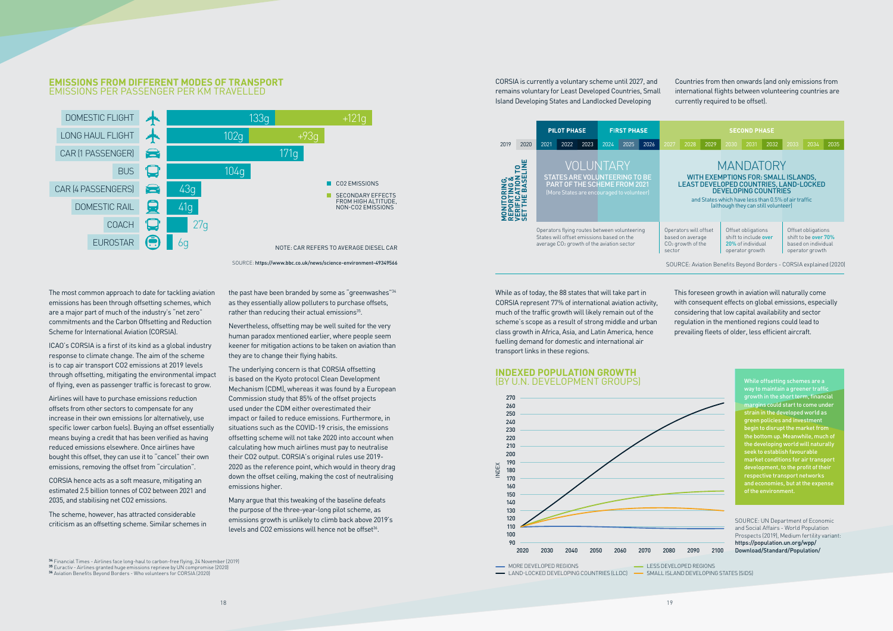## EMISSIONS FROM DIFFERENT MODES OF TRANSPORT
### EMISSIONS PER PASSENGER PER KM TRAVELLED

| Mode | $CO_2$ emissions | Secondary effects from high altitude, non-$CO_2$ emissions |
|---|---|---|
| DOMESTIC FLIGHT | 133g | +121g |
| LONG HAUL FLIGHT | 102g | +93g |
| CAR (1 PASSENGER) | 171g | |
| BUS | 104g | |
| CAR (4 PASSENGERS) | 43g | |
| DOMESTIC RAIL | 41g | |
| COACH | 27g | |
| EUROSTAR | 6g | |

NOTE: CAR REFERS TO AVERAGE DIESEL CAR

SOURCE: https://www.bbc.co.uk/news/science-environment-49349566

The most common approach to date for tackling aviation emissions has been through offsetting schemes, which are a major part of much of the industry's "net zero" commitments and the Carbon Offsetting and Reduction Scheme for International Aviation (CORSIA).

ICAO's CORSIA is a first of its kind as a global industry response to climate change. The aim of the scheme is to cap air transport CO2 emissions at 2019 levels through offsetting, mitigating the environmental impact of flying, even as passenger traffic is forecast to grow.

Airlines will have to purchase emissions reduction offsets from other sectors to compensate for any increase in their own emissions (or alternatively, use specific lower carbon fuels). Buying an offset essentially means buying a credit that has been verified as having reduced emissions elsewhere. Once airlines have bought this offset, they can use it to "cancel" their own emissions, removing the offset from "circulation".

CORSIA hence acts as a soft measure, mitigating an estimated 2.5 billion tonnes of CO2 between 2021 and 2035, and stabilising net CO2 emissions.

The scheme, however, has attracted considerable criticism as an offsetting scheme. Similar schemes in the past have been branded by some as "greenwashes"[34] as they essentially allow polluters to purchase offsets, rather than reducing their actual emissions[35].

Nevertheless, offsetting may be well suited for the very human paradox mentioned earlier, where people seem keener for mitigation actions to be taken on aviation than they are to change their flying habits.

The underlying concern is that CORSIA offsetting is based on the Kyoto protocol Clean Development Mechanism (CDM), whereas it was found by a European Commission study that 85% of the offset projects used under the CDM either overestimated their impact or failed to reduce emissions. Furthermore, in situations such as the COVID-19 crisis, the emissions offsetting scheme will not take 2020 into account when calculating how much airlines must pay to neutralise their CO2 output. CORSIA's original rules use 2019-2020 as the reference point, which would in theory drag down the offset ceiling, making the cost of neutralising emissions higher.

Many argue that this tweaking of the baseline defeats the purpose of the three-year-long pilot scheme, as emissions growth is unlikely to climb back above 2019's levels and CO2 emissions will hence not be offset[36].

[34] Financial Times - Airlines face long-haul to carbon-free flying, 24 November (2019)
[35] Euractiv - Airlines granted huge emissions reprieve by UN compromise (2020)
[36] Aviation Benefits Beyond Borders - Who volunteers for CORSIA (2020)

CORSIA is currently a voluntary scheme until 2027, and remains voluntary for Least Developed Countries, Small Island Developing States and Landlocked Developing Countries from then onwards (and only emissions from international flights between volunteering countries are currently required to be offset).

| | 2019–2020 | Pilot phase (2021–2023) | First phase (2024–2026) | Second phase (2027–2029) | Second phase (2030–2032) | Second phase (2033–2035) |
|---|---|---|---|---|---|---|
| | MONITORING, REPORTING & VERIFICATION TO SET THE BASELINE | VOLUNTARY: STATES ARE VOLUNTEERING TO BE PART OF THE SCHEME FROM 2021 (More States are encouraged to volunteer) | | MANDATORY: WITH EXEMPTIONS FOR: SMALL ISLANDS, LEAST DEVELOPED COUNTRIES, LAND-LOCKED DEVELOPING COUNTRIES and States which have less than 0.5% of air traffic (although they can still volunteer) | | |
| | | Operators flying routes between volunteering States will offset emissions based on the average $CO_2$ growth of the aviation sector | | Operators will offset based on average $CO_2$ growth of the sector | Offset obligations shift to include over 20% of individual operator growth | Offset obligations shift to be over 70% based on individual operator growth |

SOURCE: Aviation Benefits Beyond Borders - CORSIA explained (2020)

While as of today, the 88 states that will take part in CORSIA represent 77% of international aviation activity, much of the traffic growth will likely remain out of the scheme's scope as a result of strong middle and urban class growth in Africa, Asia, and Latin America, hence fuelling demand for domestic and international air transport links in these regions.

This foreseen growth in aviation will naturally come with consequent effects on global emissions, especially considering that low capital availability and sector regulation in the mentioned regions could lead to prevailing fleets of older, less efficient aircraft.

## INDEXED POPULATION GROWTH
### (BY U.N. DEVELOPMENT GROUPS)

Legend: MORE DEVELOPED REGIONS; LESS DEVELOPED REGIONS; LAND-LOCKED DEVELOPING COUNTRIES (LLDC); SMALL ISLAND DEVELOPING STATES (SIDS)

SOURCE: UN Department of Economic and Social Affairs - World Population Prospects (2019), Medium fertility variant: https://population.un.org/wpp/Download/Standard/Population/

While offsetting schemes are a way to maintain a greener traffic growth in the short term, financial margins could start to come under strain in the developed world as green policies and investment begin to disrupt the market from the bottom up. Meanwhile, much of the developing world will naturally seek to establish favourable market conditions for air transport development, to the profit of their respective transport networks and economies, but at the expense of the environment.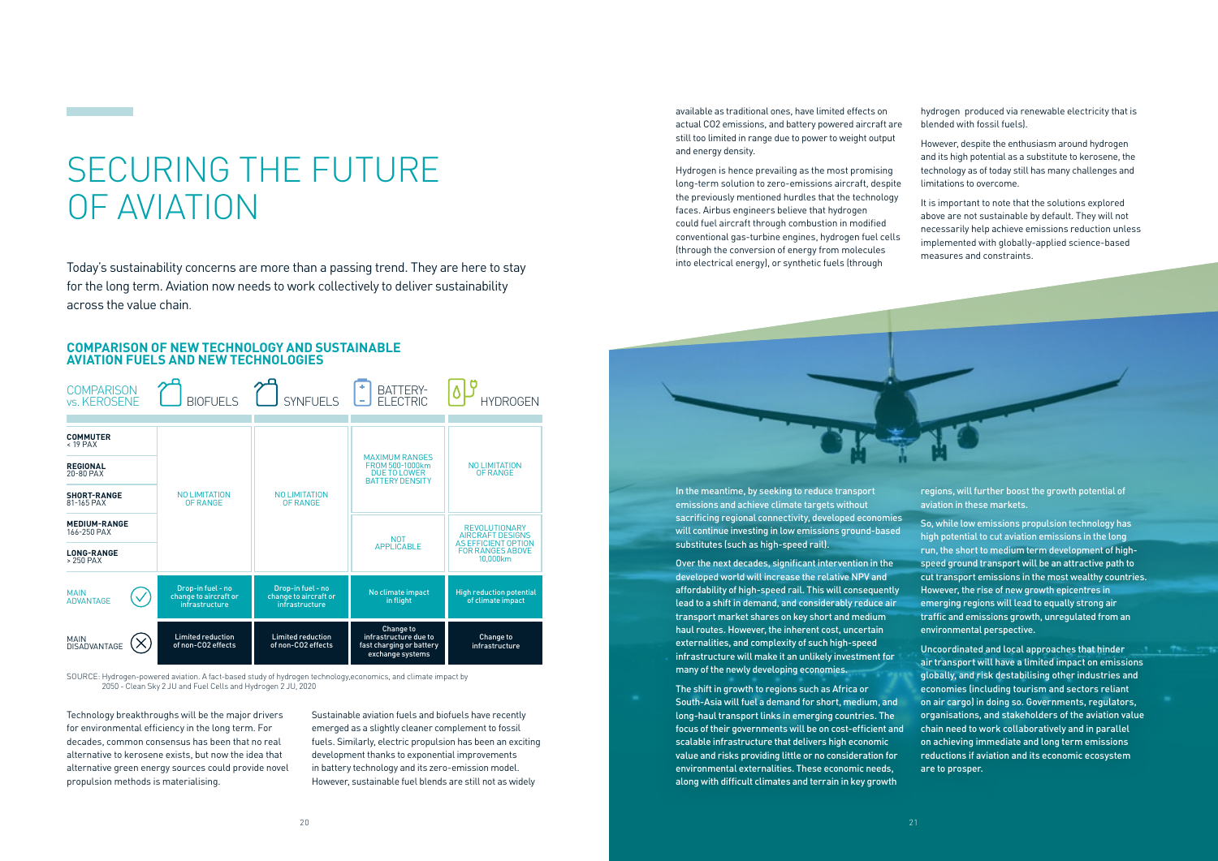# SECURING THE FUTURE OF AVIATION

Today's sustainability concerns are more than a passing trend. They are here to stay for the long term. Aviation now needs to work collectively to deliver sustainability across the value chain.

## COMPARISON OF NEW TECHNOLOGY AND SUSTAINABLE AVIATION FUELS AND NEW TECHNOLOGIES

| COMPARISON vs. KEROSENE | BIOFUELS | SYNFUELS | BATTERY-ELECTRIC | HYDROGEN |
|---|---|---|---|---|
| **COMMUTER** < 19 PAX | NO LIMITATION OF RANGE | NO LIMITATION OF RANGE | MAXIMUM RANGES FROM 500-1000km DUE TO LOWER BATTERY DENSITY | NO LIMITATION OF RANGE |
| **REGIONAL** 20-80 PAX | | | | |
| **SHORT-RANGE** 81-165 PAX | | | | |
| **MEDIUM-RANGE** 166-250 PAX | | | NOT APPLICABLE | REVOLUTIONARY AIRCRAFT DESIGNS AS EFFICIENT OPTION FOR RANGES ABOVE 10,000km |
| **LONG-RANGE** > 250 PAX | | | | |
| MAIN ADVANTAGE | Drop-in fuel - no change to aircraft or infrastructure | Drop-in fuel - no change to aircraft or infrastructure | No climate impact in flight | High reduction potential of climate impact |
| MAIN DISADVANTAGE | Limited reduction of non-CO2 effects | Limited reduction of non-CO2 effects | Change to infrastructure due to fast charging or battery exchange systems | Change to infrastructure |

SOURCE: Hydrogen-powered aviation. A fact-based study of hydrogen technology,economics, and climate impact by 2050 - Clean Sky 2 JU and Fuel Cells and Hydrogen 2 JU, 2020

Technology breakthroughs will be the major drivers for environmental efficiency in the long term. For decades, common consensus has been that no real alternative to kerosene exists, but now the idea that alternative green energy sources could provide novel propulsion methods is materialising.

Sustainable aviation fuels and biofuels have recently emerged as a slightly cleaner complement to fossil fuels. Similarly, electric propulsion has been an exciting development thanks to exponential improvements in battery technology and its zero-emission model. However, sustainable fuel blends are still not as widely available as traditional ones, have limited effects on actual CO2 emissions, and battery powered aircraft are still too limited in range due to power to weight output and energy density.

Hydrogen is hence prevailing as the most promising long-term solution to zero-emissions aircraft, despite the previously mentioned hurdles that the technology faces. Airbus engineers believe that hydrogen could fuel aircraft through combustion in modified conventional gas-turbine engines, hydrogen fuel cells (through the conversion of energy from molecules into electrical energy), or synthetic fuels (through hydrogen produced via renewable electricity that is blended with fossil fuels).

However, despite the enthusiasm around hydrogen and its high potential as a substitute to kerosene, the technology as of today still has many challenges and limitations to overcome.

It is important to note that the solutions explored above are not sustainable by default. They will not necessarily help achieve emissions reduction unless implemented with globally-applied science-based measures and constraints.

In the meantime, by seeking to reduce transport emissions and achieve climate targets without sacrificing regional connectivity, developed economies will continue investing in low emissions ground-based substitutes (such as high-speed rail).

Over the next decades, significant intervention in the developed world will increase the relative NPV and affordability of high-speed rail. This will consequently lead to a shift in demand, and considerably reduce air transport market shares on key short and medium haul routes. However, the inherent cost, uncertain externalities, and complexity of such high-speed infrastructure will make it an unlikely investment for many of the newly developing economies.

The shift in growth to regions such as Africa or South-Asia will fuel a demand for short, medium, and long-haul transport links in emerging countries. The focus of their governments will be on cost-efficient and scalable infrastructure that delivers high economic value and risks providing little or no consideration for environmental externalities. These economic needs, along with difficult climates and terrain in key growth regions, will further boost the growth potential of aviation in these markets.

So, while low emissions propulsion technology has high potential to cut aviation emissions in the long run, the short to medium term development of high-speed ground transport will be an attractive path to cut transport emissions in the most wealthy countries. However, the rise of new growth epicentres in emerging regions will lead to equally strong air traffic and emissions growth, unregulated from an environmental perspective.

Uncoordinated and local approaches that hinder air transport will have a limited impact on emissions globally, and risk destabilising other industries and economies (including tourism and sectors reliant on air cargo) in doing so. Governments, regulators, organisations, and stakeholders of the aviation value chain need to work collaboratively and in parallel on achieving immediate and long term emissions reductions if aviation and its economic ecosystem are to prosper.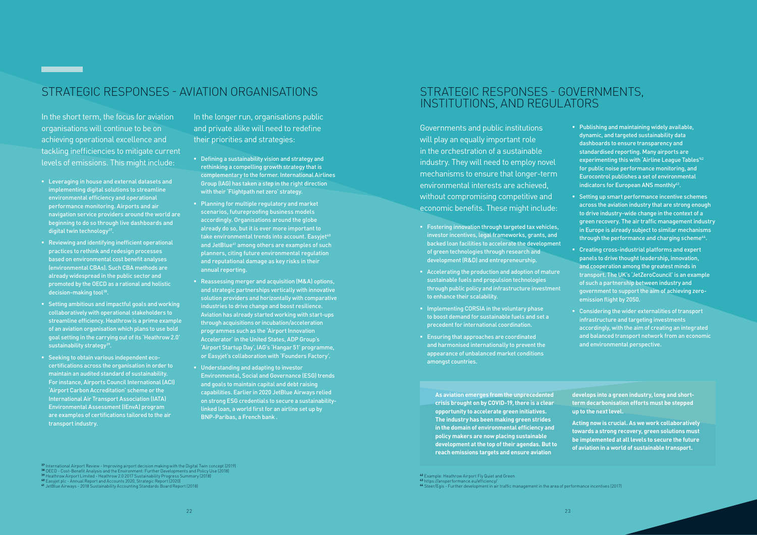## STRATEGIC RESPONSES - AVIATION ORGANISATIONS

In the short term, the focus for aviation organisations will continue to be on achieving operational excellence and tackling inefficiencies to mitigate current levels of emissions. This might include:

- Leveraging in house and external datasets and implementing digital solutions to streamline environmental efficiency and operational performance monitoring. Airports and air navigation service providers around the world are beginning to do so through live dashboards and digital twin technology[37].
- Reviewing and identifying inefficient operational practices to rethink and redesign processes based on environmental cost benefit analyses (environmental CBAs). Such CBA methods are already widespread in the public sector and promoted by the OECD as a rational and holistic decision-making tool[38].
- Setting ambitious and impactful goals and working collaboratively with operational stakeholders to streamline efficiency. Heathrow is a prime example of an aviation organisation which plans to use bold goal setting in the carrying out of its 'Heathrow 2.0' sustainability strategy[39].
- Seeking to obtain various independent eco-certifications across the organisation in order to maintain an audited standard of sustainability. For instance, Airports Council International (ACI) 'Airport Carbon Accreditation' scheme or the International Air Transport Association (IATA) Environmental Assessment (IEnvA) program are examples of certifications tailored to the air transport industry.

In the longer run, organisations public and private alike will need to redefine their priorities and strategies:

- Defining a sustainability vision and strategy and rethinking a compelling growth strategy that is complementary to the former. International Airlines Group (IAG) has taken a step in the right direction with their 'Flightpath net zero' strategy.
- Planning for multiple regulatory and market scenarios, futureproofing business models accordingly. Organisations around the globe already do so, but it is ever more important to take environmental trends into account. Easyjet[40] and JetBlue[41] among others are examples of such planners, citing future environmental regulation and reputational damage as key risks in their annual reporting.
- Reassessing merger and acquisition (M&A) options, and strategic partnerships vertically with innovative solution providers and horizontally with comparative industries to drive change and boost resilience. Aviation has already started working with start-ups through acquisitions or incubation/acceleration programmes such as the 'Airport Innovation Accelerator' in the United States, ADP Group's 'Airport Startup Day', IAG's 'Hangar 51' programme, or Easyjet's collaboration with 'Founders Factory'.
- Understanding and adapting to investor Environmental, Social and Governance (ESG) trends and goals to maintain capital and debt raising capabilities. Earlier in 2020 JetBlue Airways relied on strong ESG credentials to secure a sustainability-linked loan, a world first for an airline set up by BNP-Paribas, a French bank .

[37] International Airport Review - Improving airport decision making with the Digital Twin concept (2019)
[38] OECD - Cost-Benefit Analysis and the Environment: Further Developments and Policy Use (2018)
[39] Heathrow Airport Limited - Heathrow 2.0 2017 Sustainability Progress Summary (2018)
[40] Easyjet plc - Annual Report and Accounts 2020, Strategic Report (2020)
[41] JetBlue Airways - 2018 Sustainability Accounting Standards Board Report (2018)

## STRATEGIC RESPONSES - GOVERNMENTS, INSTITUTIONS, AND REGULATORS

Governments and public institutions will play an equally important role in the orchestration of a sustainable industry. They will need to employ novel mechanisms to ensure that longer-term environmental interests are achieved, without compromising competitive and economic benefits. These might include:

- Fostering innovation through targeted tax vehicles, investor incentives, legal frameworks, grants, and backed loan facilities to accelerate the development of green technologies through research and development (R&D) and entrepreneurship.
- Accelerating the production and adoption of mature sustainable fuels and propulsion technologies through public policy and infrastructure investment to enhance their scalability.
- Implementing CORSIA in the voluntary phase to boost demand for sustainable fuels and set a precedent for international coordination.
- Ensuring that approaches are coordinated and harmonised internationally to prevent the appearance of unbalanced market conditions amongst countries.
- Publishing and maintaining widely available, dynamic, and targeted sustainability data dashboards to ensure transparency and standardised reporting. Many airports are experimenting this with 'Airline League Tables'[42] for public noise performance monitoring, and Eurocontrol publishes a set of environmental indicators for European ANS monthly[43].
- Setting up smart performance incentive schemes across the aviation industry that are strong enough to drive industry-wide change in the context of a green recovery. The air traffic management industry in Europe is already subject to similar mechanisms through the performance and charging scheme[44].
- Creating cross-industrial platforms and expert panels to drive thought leadership, innovation, and cooperation among the greatest minds in transport. The UK's 'JetZeroCouncil' is an example of such a partnership between industry and government to support the aim of achieving zero-emission flight by 2050.
- Considering the wider externalities of transport infrastructure and targeting investments accordingly, with the aim of creating an integrated and balanced transport network from an economic and environmental perspective.

**As aviation emerges from the unprecedented crisis brought on by COVID-19, there is a clear opportunity to accelerate green initiatives. The industry has been making green strides in the domain of environmental efficiency and policy makers are now placing sustainable development at the top of their agendas. But to reach emissions targets and ensure aviation develops into a green industry, long and short-term decarbonisation efforts must be stepped up to the next level.**

**Acting now is crucial. As we work collaboratively towards a strong recovery, green solutions must be implemented at all levels to secure the future of aviation in a world of sustainable transport.**

[42] Example: Heathrow Airport Fly Quiet and Green
[43] https://ansperformance.eu/efficiency/
[44] Steer/Egis - Further development in air traffic management in the area of performance incentives (2017)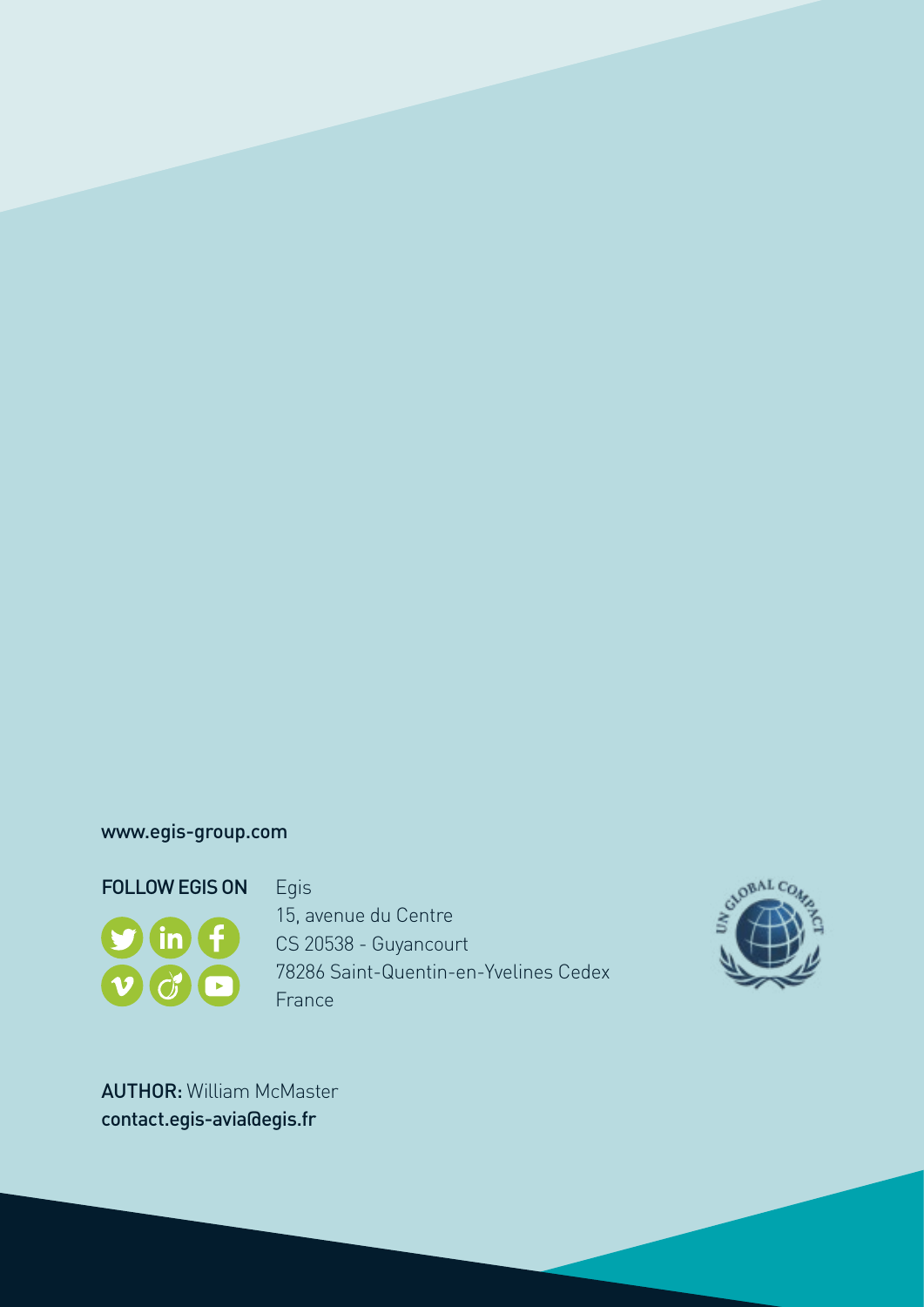www.egis-group.com

**FOLLOW EGIS ON**

Egis
15, avenue du Centre
CS 20538 - Guyancourt
78286 Saint-Quentin-en-Yvelines Cedex
France

**AUTHOR:** William McMaster
contact.egis-avia@egis.fr